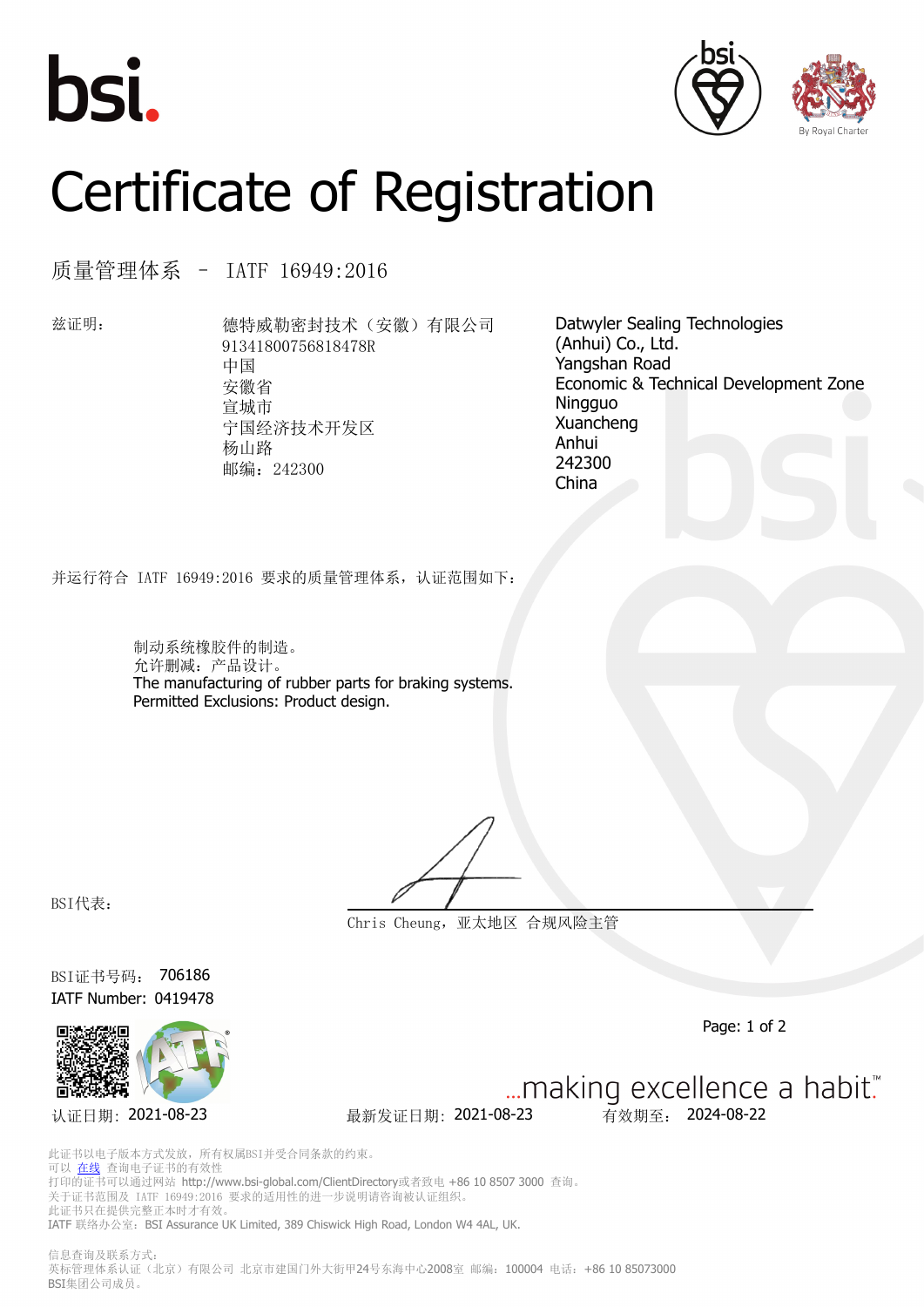bsi.

# Certificate of Registration

## 质量管理体系 – IATF 16949:2016

兹证明：

德特威勒密封技术（安徽）有限公司
91341800756818478R
中国
安徽省
宣城市
宁国经济技术开发区
杨山路
邮编：242300

Datwyler Sealing Technologies (Anhui) Co., Ltd.
Yangshan Road
Economic & Technical Development Zone
Ningguo
Xuancheng
Anhui
242300
China

并运行符合 IATF 16949:2016 要求的质量管理体系，认证范围如下：

制动系统橡胶件的制造。
允许删减：产品设计。
The manufacturing of rubber parts for braking systems.
Permitted Exclusions: Product design.

BSI代表：

Chris Cheung，亚太地区 合规风险主管

BSI证书号码： 706186
IATF Number: 0419478

…making excellence a habit.™

认证日期：2021-08-23　　最新发证日期：2021-08-23　　有效期至： 2024-08-22

此证书以电子版本方式发放，所有权属BSI并受合同条款的约束。
可以 在线 查询电子证书的有效性
打印的证书可以通过网站 http://www.bsi-global.com/ClientDirectory或者致电 +86 10 8507 3000 查询。
关于证书范围及 IATF 16949:2016 要求的适用性的进一步说明请咨询被认证组织。
此证书只在提供完整正本时才有效。
IATF 联络办公室：BSI Assurance UK Limited, 389 Chiswick High Road, London W4 4AL, UK.

信息查询及联系方式：
英标管理体系认证（北京）有限公司 北京市建国门外大街甲24号东海中心2008室 邮编：100004 电话：+86 10 85073000
BSI集团公司成员。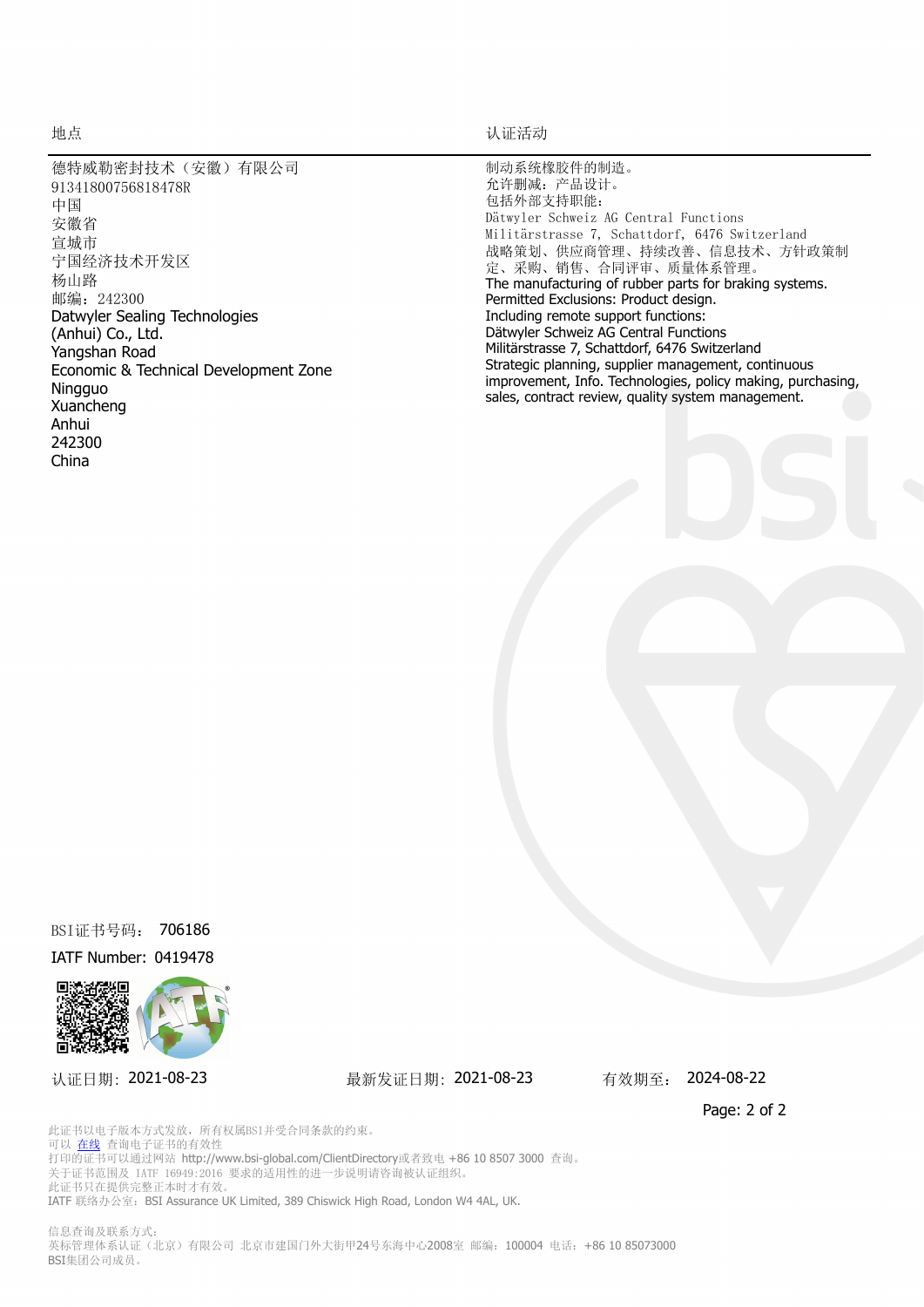| 地点 | 认证活动 |
| --- | --- |
| 德特威勒密封技术（安徽）有限公司<br>913418007568l8478R<br>中国<br>安徽省<br>宣城市<br>宁国经济技术开发区<br>杨山路<br>邮编：242300<br>Datwyler Sealing Technologies (Anhui) Co., Ltd.<br>Yangshan Road<br>Economic & Technical Development Zone<br>Ningguo<br>Xuancheng<br>Anhui<br>242300<br>China | 制动系统橡胶件的制造。<br>允许删减：产品设计。<br>包括外部支持职能：<br>Dätwyler Schweiz AG Central Functions<br>Militärstrasse 7, Schattdorf, 6476 Switzerland<br>战略策划、供应商管理、持续改善、信息技术、方针政策制定、采购、销售、合同评审、质量体系管理。<br>The manufacturing of rubber parts for braking systems.<br>Permitted Exclusions: Product design.<br>Including remote support functions:<br>Dätwyler Schweiz AG Central Functions<br>Militärstrasse 7, Schattdorf, 6476 Switzerland<br>Strategic planning, supplier management, continuous improvement, Info. Technologies, policy making, purchasing, sales, contract review, quality system management. |

BSI证书号码： 706186

IATF Number: 0419478

认证日期：2021-08-23　　最新发证日期：2021-08-23　　有效期至： 2024-08-22

此证书以电子版本方式发放，所有权属BSI并受合同条款的约束。
可以 在线 查询电子证书的有效性
打印的证书可以通过网站 http://www.bsi-global.com/ClientDirectory或者致电 +86 10 8507 3000 查询。
关于证书范围及 IATF 16949:2016 要求的适用性的进一步说明请咨询被认证组织。
此证书只在提供完整正本时才有效。
IATF 联络办公室：BSI Assurance UK Limited, 389 Chiswick High Road, London W4 4AL, UK.

信息查询及联系方式：
英标管理体系认证（北京）有限公司 北京市建国门外大街甲24号东海中心2008室 邮编：100004 电话：+86 10 85073000
BSI集团公司成员。